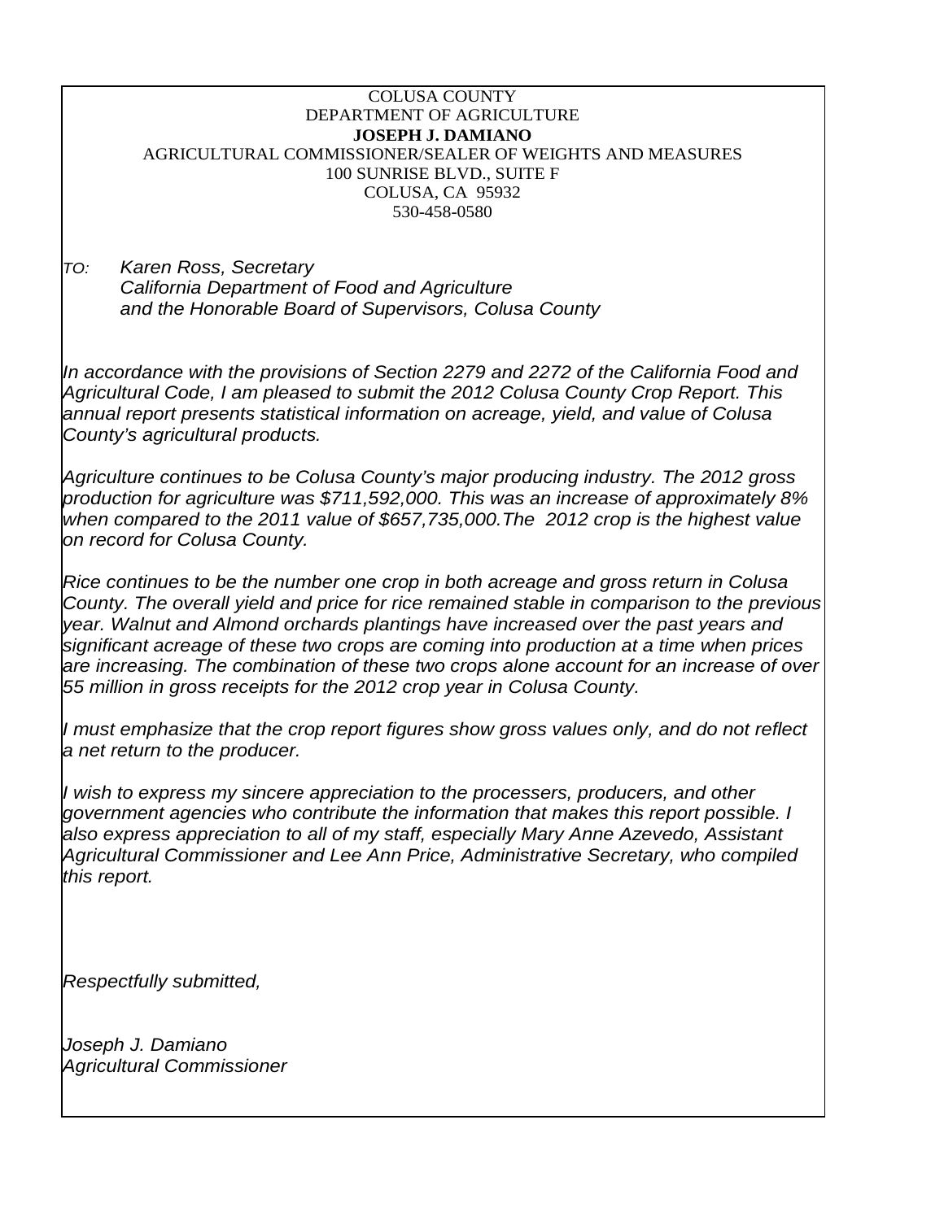COLUSA COUNTY
DEPARTMENT OF AGRICULTURE
**JOSEPH J. DAMIANO**
AGRICULTURAL COMMISSIONER/SEALER OF WEIGHTS AND MEASURES
100 SUNRISE BLVD., SUITE F
COLUSA, CA 95932
530-458-0580

*TO: Karen Ross, Secretary*
*California Department of Food and Agriculture*
*and the Honorable Board of Supervisors, Colusa County*

*In accordance with the provisions of Section 2279 and 2272 of the California Food and Agricultural Code, I am pleased to submit the 2012 Colusa County Crop Report. This annual report presents statistical information on acreage, yield, and value of Colusa County's agricultural products.*

*Agriculture continues to be Colusa County's major producing industry. The 2012 gross production for agriculture was $711,592,000. This was an increase of approximately 8% when compared to the 2011 value of $657,735,000.The 2012 crop is the highest value on record for Colusa County.*

*Rice continues to be the number one crop in both acreage and gross return in Colusa County. The overall yield and price for rice remained stable in comparison to the previous year. Walnut and Almond orchards plantings have increased over the past years and significant acreage of these two crops are coming into production at a time when prices are increasing. The combination of these two crops alone account for an increase of over 55 million in gross receipts for the 2012 crop year in Colusa County.*

*I must emphasize that the crop report figures show gross values only, and do not reflect a net return to the producer.*

*I wish to express my sincere appreciation to the processers, producers, and other government agencies who contribute the information that makes this report possible. I also express appreciation to all of my staff, especially Mary Anne Azevedo, Assistant Agricultural Commissioner and Lee Ann Price, Administrative Secretary, who compiled this report.*

*Respectfully submitted,*

*Joseph J. Damiano*
*Agricultural Commissioner*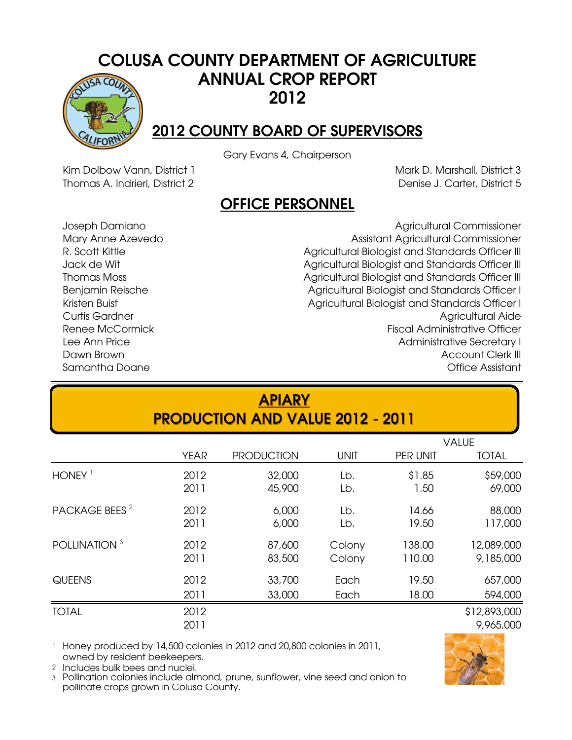# COLUSA COUNTY DEPARTMENT OF AGRICULTURE
# ANNUAL CROP REPORT
# 2012

## 2012 COUNTY BOARD OF SUPERVISORS

Gary Evans 4, Chairperson

Kim Dolbow Vann, District 1
Thomas A. Indrieri, District 2
Mark D. Marshall, District 3
Denise J. Carter, District 5

## OFFICE PERSONNEL

| | |
|---|---|
| Joseph Damiano | Agricultural Commissioner |
| Mary Anne Azevedo | Assistant Agricultural Commissioner |
| R. Scott Kittle | Agricultural Biologist and Standards Officer III |
| Jack de Wit | Agricultural Biologist and Standards Officer III |
| Thomas Moss | Agricultural Biologist and Standards Officer III |
| Benjamin Reische | Agricultural Biologist and Standards Officer I |
| Kristen Buist | Agricultural Biologist and Standards Officer I |
| Curtis Gardner | Agricultural Aide |
| Renee McCormick | Fiscal Administrative Officer |
| Lee Ann Price | Administrative Secretary I |
| Dawn Brown | Account Clerk III |
| Samantha Doane | Office Assistant |

## APIARY
## PRODUCTION AND VALUE 2012 - 2011

| | YEAR | PRODUCTION | UNIT | VALUE PER UNIT | VALUE TOTAL |
|---|---|---|---|---|---|
| HONEY [1] | 2012 | 32,000 | Lb. | $1.85 | $59,000 |
| | 2011 | 45,900 | Lb. | 1.50 | 69,000 |
| PACKAGE BEES [2] | 2012 | 6,000 | Lb. | 14.66 | 88,000 |
| | 2011 | 6,000 | Lb. | 19.50 | 117,000 |
| POLLINATION [3] | 2012 | 87,600 | Colony | 138.00 | 12,089,000 |
| | 2011 | 83,500 | Colony | 110.00 | 9,185,000 |
| QUEENS | 2012 | 33,700 | Each | 19.50 | 657,000 |
| | 2011 | 33,000 | Each | 18.00 | 594,000 |
| TOTAL | 2012 | | | | $12,893,000 |
| | 2011 | | | | 9,965,000 |

[1] Honey produced by 14,500 colonies in 2012 and 20,800 colonies in 2011, owned by resident beekeepers.

[2] Includes bulk bees and nuclei.

[3] Pollination colonies include almond, prune, sunflower, vine seed and onion to pollinate crops grown in Colusa County.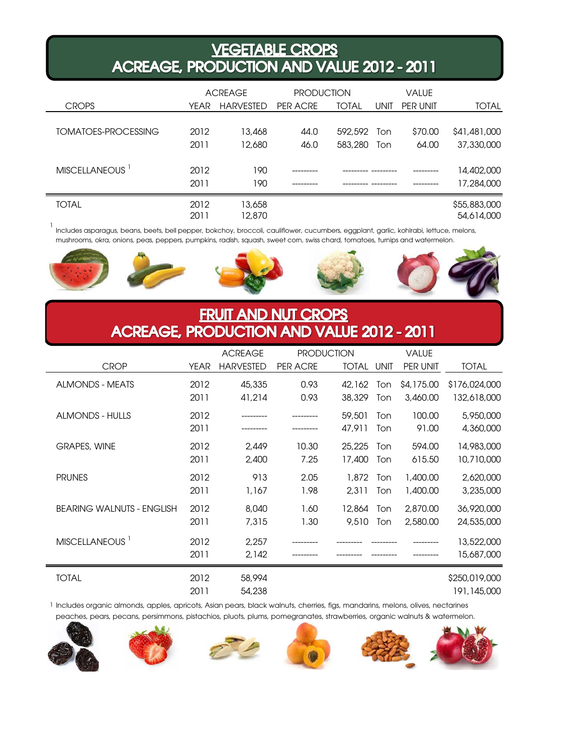## VEGETABLE CROPS
## ACREAGE, PRODUCTION AND VALUE 2012 - 2011

| CROPS | YEAR | ACREAGE HARVESTED | PRODUCTION PER ACRE | PRODUCTION TOTAL | UNIT | VALUE PER UNIT | VALUE TOTAL |
|---|---|---|---|---|---|---|---|
| TOMATOES-PROCESSING | 2012 | 13,468 | 44.0 | 592,592 | Ton | $70.00 | $41,481,000 |
| | 2011 | 12,680 | 46.0 | 583,280 | Ton | 64.00 | 37,330,000 |
| MISCELLANEOUS [1] | 2012 | 190 | --------- | --------- | --------- | --------- | 14,402,000 |
| | 2011 | 190 | --------- | --------- | --------- | --------- | 17,284,000 |
| TOTAL | 2012 | 13,658 | | | | | $55,883,000 |
| | 2011 | 12,870 | | | | | 54,614,000 |

[1] Includes asparagus, beans, beets, bell pepper, bokchoy, broccoli, cauliflower, cucumbers, eggplant, garlic, kohlrabi, lettuce, melons, mushrooms, okra, onions, peas, peppers, pumpkins, radish, squash, sweet corn, swiss chard, tomatoes, turnips and watermelon.

## FRUIT AND NUT CROPS
## ACREAGE, PRODUCTION AND VALUE 2012 - 2011

| CROP | YEAR | ACREAGE HARVESTED | PRODUCTION PER ACRE | PRODUCTION TOTAL | UNIT | VALUE PER UNIT | VALUE TOTAL |
|---|---|---|---|---|---|---|---|
| ALMONDS - MEATS | 2012 | 45,335 | 0.93 | 42,162 | Ton | $4,175.00 | $176,024,000 |
| | 2011 | 41,214 | 0.93 | 38,329 | Ton | 3,460.00 | 132,618,000 |
| ALMONDS - HULLS | 2012 | --------- | --------- | 59,501 | Ton | 100.00 | 5,950,000 |
| | 2011 | --------- | --------- | 47,911 | Ton | 91.00 | 4,360,000 |
| GRAPES, WINE | 2012 | 2,449 | 10.30 | 25,225 | Ton | 594.00 | 14,983,000 |
| | 2011 | 2,400 | 7.25 | 17,400 | Ton | 615.50 | 10,710,000 |
| PRUNES | 2012 | 913 | 2.05 | 1,872 | Ton | 1,400.00 | 2,620,000 |
| | 2011 | 1,167 | 1.98 | 2,311 | Ton | 1,400.00 | 3,235,000 |
| BEARING WALNUTS - ENGLISH | 2012 | 8,040 | 1.60 | 12,864 | Ton | 2,870.00 | 36,920,000 |
| | 2011 | 7,315 | 1.30 | 9,510 | Ton | 2,580.00 | 24,535,000 |
| MISCELLANEOUS [1] | 2012 | 2,257 | --------- | --------- | --------- | --------- | 13,522,000 |
| | 2011 | 2,142 | --------- | --------- | --------- | --------- | 15,687,000 |
| TOTAL | 2012 | 58,994 | | | | | $250,019,000 |
| | 2011 | 54,238 | | | | | 191,145,000 |

[1] Includes organic almonds, apples, apricots, Asian pears, black walnuts, cherries, figs, mandarins, melons, olives, nectarines peaches, pears, pecans, persimmons, pistachios, pluots, plums, pomegranates, strawberries, organic walnuts & watermelon.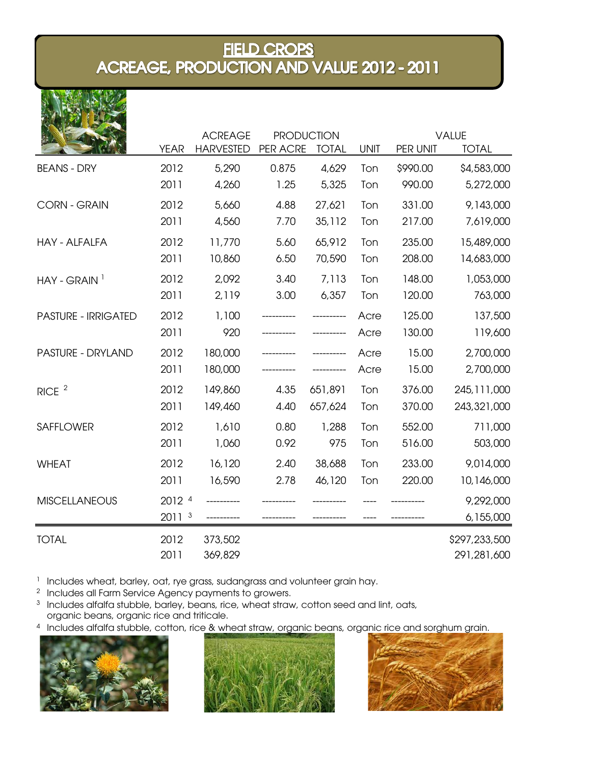# FIELD CROPS
## ACREAGE, PRODUCTION AND VALUE 2012 - 2011

| | YEAR | ACREAGE HARVESTED | PRODUCTION PER ACRE | PRODUCTION TOTAL | UNIT | VALUE PER UNIT | VALUE TOTAL |
|---|---|---|---|---|---|---|---|
| BEANS - DRY | 2012 | 5,290 | 0.875 | 4,629 | Ton | $990.00 | $4,583,000 |
| | 2011 | 4,260 | 1.25 | 5,325 | Ton | 990.00 | 5,272,000 |
| CORN - GRAIN | 2012 | 5,660 | 4.88 | 27,621 | Ton | 331.00 | 9,143,000 |
| | 2011 | 4,560 | 7.70 | 35,112 | Ton | 217.00 | 7,619,000 |
| HAY - ALFALFA | 2012 | 11,770 | 5.60 | 65,912 | Ton | 235.00 | 15,489,000 |
| | 2011 | 10,860 | 6.50 | 70,590 | Ton | 208.00 | 14,683,000 |
| HAY - GRAIN [1] | 2012 | 2,092 | 3.40 | 7,113 | Ton | 148.00 | 1,053,000 |
| | 2011 | 2,119 | 3.00 | 6,357 | Ton | 120.00 | 763,000 |
| PASTURE - IRRIGATED | 2012 | 1,100 | ---------- | ---------- | Acre | 125.00 | 137,500 |
| | 2011 | 920 | ---------- | ---------- | Acre | 130.00 | 119,600 |
| PASTURE - DRYLAND | 2012 | 180,000 | ---------- | ---------- | Acre | 15.00 | 2,700,000 |
| | 2011 | 180,000 | ---------- | ---------- | Acre | 15.00 | 2,700,000 |
| RICE [2] | 2012 | 149,860 | 4.35 | 651,891 | Ton | 376.00 | 245,111,000 |
| | 2011 | 149,460 | 4.40 | 657,624 | Ton | 370.00 | 243,321,000 |
| SAFFLOWER | 2012 | 1,610 | 0.80 | 1,288 | Ton | 552.00 | 711,000 |
| | 2011 | 1,060 | 0.92 | 975 | Ton | 516.00 | 503,000 |
| WHEAT | 2012 | 16,120 | 2.40 | 38,688 | Ton | 233.00 | 9,014,000 |
| | 2011 | 16,590 | 2.78 | 46,120 | Ton | 220.00 | 10,146,000 |
| MISCELLANEOUS | 2012 [4] | ---------- | ---------- | ---------- | ---- | ---------- | 9,292,000 |
| | 2011 [3] | ---------- | ---------- | ---------- | ---- | ---------- | 6,155,000 |
| TOTAL | 2012 | 373,502 | | | | | $297,233,500 |
| | 2011 | 369,829 | | | | | 291,281,600 |

[1] Includes wheat, barley, oat, rye grass, sudangrass and volunteer grain hay.
[2] Includes all Farm Service Agency payments to growers.
[3] Includes alfalfa stubble, barley, beans, rice, wheat straw, cotton seed and lint, oats, organic beans, organic rice and triticale.
[4] Includes alfalfa stubble, cotton, rice & wheat straw, organic beans, organic rice and sorghum grain.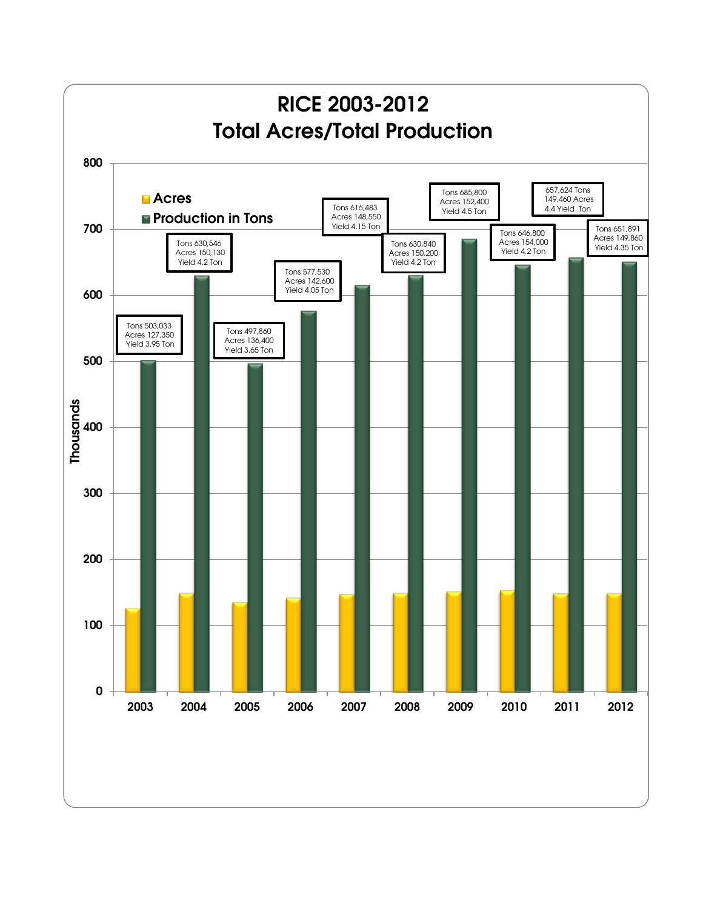# RICE 2003-2012
## Total Acres/Total Production

| Year | Tons | Acres | Yield |
|---|---|---|---|
| 2003 | 503,033 | 127,350 | 3.95 Ton |
| 2004 | 630,546 | 150,130 | 4.2 Ton |
| 2005 | 497,860 | 136,400 | 3.65 Ton |
| 2006 | 577,530 | 142,600 | 4.05 Ton |
| 2007 | 616,483 | 148,550 | 4.15 Ton |
| 2008 | 630,840 | 150,200 | 4.2 Ton |
| 2009 | 685,800 | 152,400 | 4.5 Ton |
| 2010 | 646,800 | 154,000 | 4.2 Ton |
| 2011 | 657,624 | 149,460 | 4.4 Ton |
| 2012 | 651,891 | 149,860 | 4.35 Ton |

Legend: Acres; Production in Tons

Y-axis: Thousands (0–800)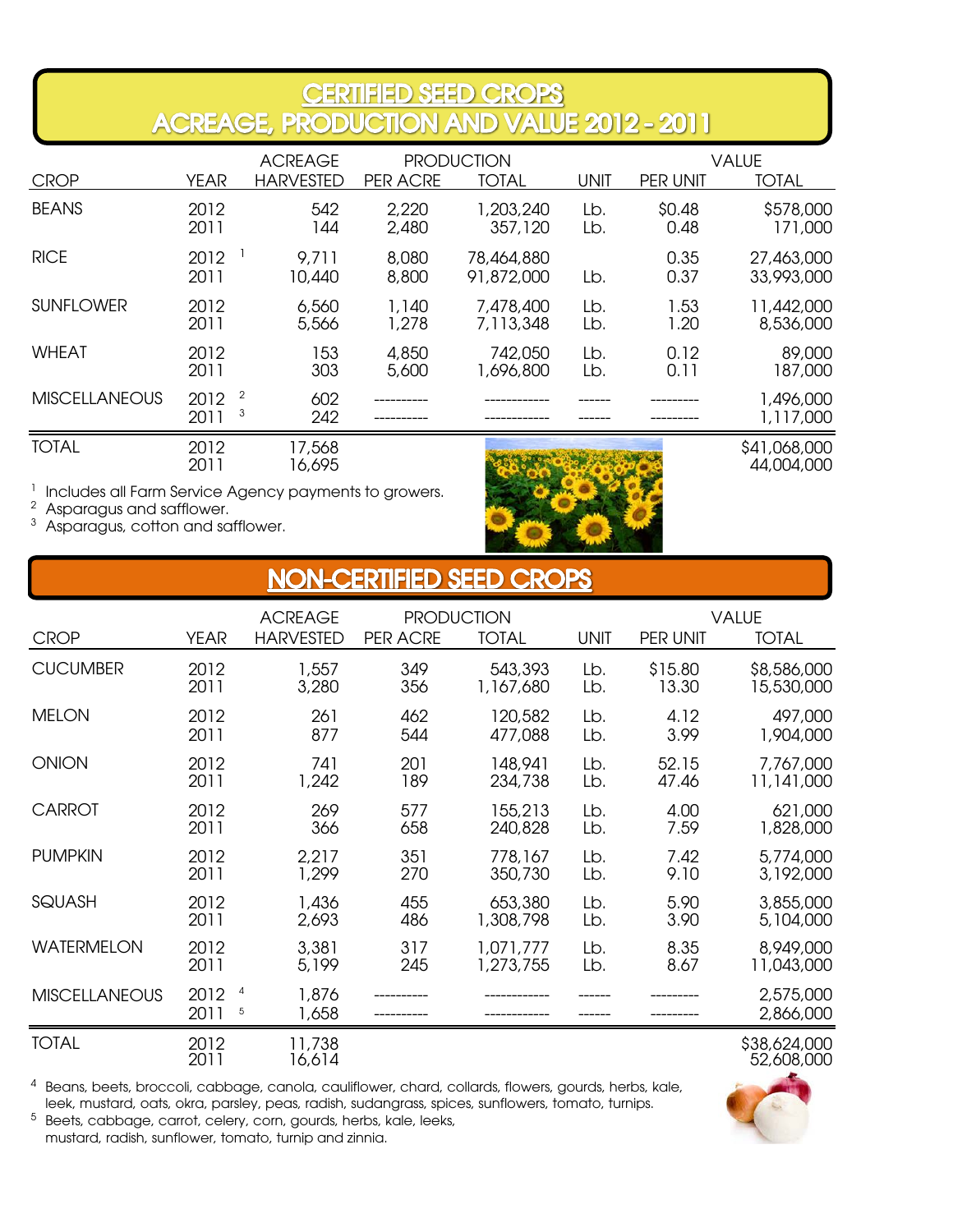# CERTIFIED SEED CROPS
## ACREAGE, PRODUCTION AND VALUE 2012 - 2011

| CROP | YEAR | ACREAGE HARVESTED | PRODUCTION PER ACRE | PRODUCTION TOTAL | UNIT | VALUE PER UNIT | VALUE TOTAL |
|---|---|---|---|---|---|---|---|
| BEANS | 2012 | 542 | 2,220 | 1,203,240 | Lb. | $0.48 | $578,000 |
| | 2011 | 144 | 2,480 | 357,120 | Lb. | 0.48 | 171,000 |
| RICE | 2012 [1] | 9,711 | 8,080 | 78,464,880 | | 0.35 | 27,463,000 |
| | 2011 | 10,440 | 8,800 | 91,872,000 | Lb. | 0.37 | 33,993,000 |
| SUNFLOWER | 2012 | 6,560 | 1,140 | 7,478,400 | Lb. | 1.53 | 11,442,000 |
| | 2011 | 5,566 | 1,278 | 7,113,348 | Lb. | 1.20 | 8,536,000 |
| WHEAT | 2012 | 153 | 4,850 | 742,050 | Lb. | 0.12 | 89,000 |
| | 2011 | 303 | 5,600 | 1,696,800 | Lb. | 0.11 | 187,000 |
| MISCELLANEOUS | 2012 [2] | 602 | ---------- | ------------ | ------ | --------- | 1,496,000 |
| | 2011 [3] | 242 | ---------- | ------------ | ------ | --------- | 1,117,000 |
| TOTAL | 2012 | 17,568 | | | | | $41,068,000 |
| | 2011 | 16,695 | | | | | 44,004,000 |

[1] Includes all Farm Service Agency payments to growers.
[2] Asparagus and safflower.
[3] Asparagus, cotton and safflower.

# NON-CERTIFIED SEED CROPS

| CROP | YEAR | ACREAGE HARVESTED | PRODUCTION PER ACRE | PRODUCTION TOTAL | UNIT | VALUE PER UNIT | VALUE TOTAL |
|---|---|---|---|---|---|---|---|
| CUCUMBER | 2012 | 1,557 | 349 | 543,393 | Lb. | $15.80 | $8,586,000 |
| | 2011 | 3,280 | 356 | 1,167,680 | Lb. | 13.30 | 15,530,000 |
| MELON | 2012 | 261 | 462 | 120,582 | Lb. | 4.12 | 497,000 |
| | 2011 | 877 | 544 | 477,088 | Lb. | 3.99 | 1,904,000 |
| ONION | 2012 | 741 | 201 | 148,941 | Lb. | 52.15 | 7,767,000 |
| | 2011 | 1,242 | 189 | 234,738 | Lb. | 47.46 | 11,141,000 |
| CARROT | 2012 | 269 | 577 | 155,213 | Lb. | 4.00 | 621,000 |
| | 2011 | 366 | 658 | 240,828 | Lb. | 7.59 | 1,828,000 |
| PUMPKIN | 2012 | 2,217 | 351 | 778,167 | Lb. | 7.42 | 5,774,000 |
| | 2011 | 1,299 | 270 | 350,730 | Lb. | 9.10 | 3,192,000 |
| SQUASH | 2012 | 1,436 | 455 | 653,380 | Lb. | 5.90 | 3,855,000 |
| | 2011 | 2,693 | 486 | 1,308,798 | Lb. | 3.90 | 5,104,000 |
| WATERMELON | 2012 | 3,381 | 317 | 1,071,777 | Lb. | 8.35 | 8,949,000 |
| | 2011 | 5,199 | 245 | 1,273,755 | Lb. | 8.67 | 11,043,000 |
| MISCELLANEOUS | 2012 [4] | 1,876 | ---------- | ------------ | ------ | --------- | 2,575,000 |
| | 2011 [5] | 1,658 | ---------- | ------------ | ------ | --------- | 2,866,000 |
| TOTAL | 2012 | 11,738 | | | | | $38,624,000 |
| | 2011 | 16,614 | | | | | 52,608,000 |

[4] Beans, beets, broccoli, cabbage, canola, cauliflower, chard, collards, flowers, gourds, herbs, kale, leek, mustard, oats, okra, parsley, peas, radish, sudangrass, spices, sunflowers, tomato, turnips.
[5] Beets, cabbage, carrot, celery, corn, gourds, herbs, kale, leeks, mustard, radish, sunflower, tomato, turnip and zinnia.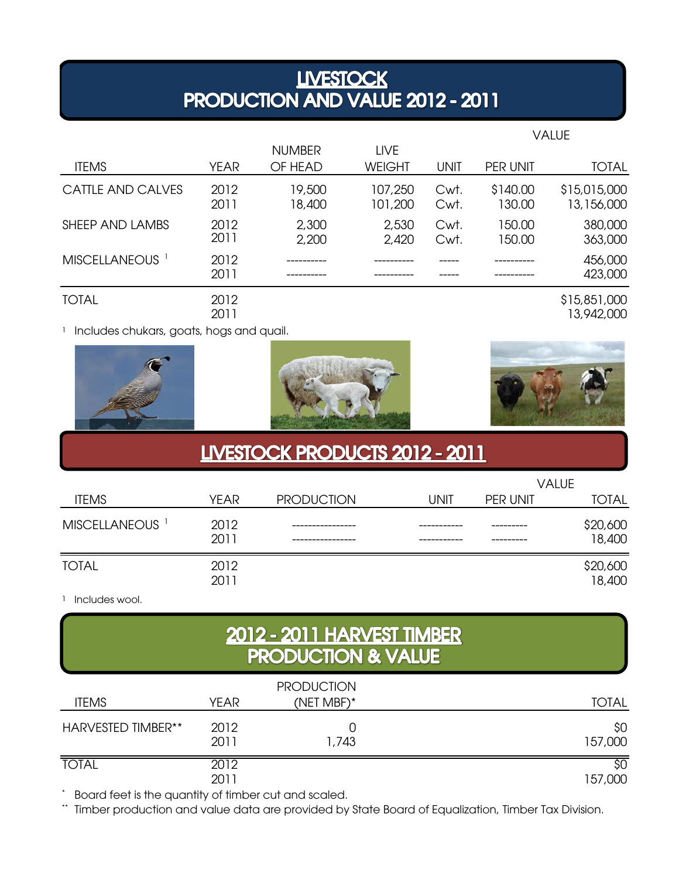# LIVESTOCK PRODUCTION AND VALUE 2012 - 2011

| ITEMS | YEAR | NUMBER OF HEAD | LIVE WEIGHT | UNIT | VALUE PER UNIT | VALUE TOTAL |
|---|---|---|---|---|---|---|
| CATTLE AND CALVES | 2012 | 19,500 | 107,250 | Cwt. | $140.00 | $15,015,000 |
| | 2011 | 18,400 | 101,200 | Cwt. | 130.00 | 13,156,000 |
| SHEEP AND LAMBS | 2012 | 2,300 | 2,530 | Cwt. | 150.00 | 380,000 |
| | 2011 | 2,200 | 2,420 | Cwt. | 150.00 | 363,000 |
| MISCELLANEOUS [1] | 2012 | ---------- | ---------- | ----- | ---------- | 456,000 |
| | 2011 | ---------- | ---------- | ----- | ---------- | 423,000 |
| TOTAL | 2012 | | | | | $15,851,000 |
| | 2011 | | | | | 13,942,000 |

[1] Includes chukars, goats, hogs and quail.

# LIVESTOCK PRODUCTS 2012 - 2011

| ITEMS | YEAR | PRODUCTION | UNIT | VALUE PER UNIT | VALUE TOTAL |
|---|---|---|---|---|---|
| MISCELLANEOUS [1] | 2012 | ---------------- | ----------- | --------- | $20,600 |
| | 2011 | ---------------- | ----------- | --------- | 18,400 |
| TOTAL | 2012 | | | | $20,600 |
| | 2011 | | | | 18,400 |

[1] Includes wool.

# 2012 - 2011 HARVEST TIMBER PRODUCTION & VALUE

| ITEMS | YEAR | PRODUCTION (NET MBF)* | TOTAL |
|---|---|---|---|
| HARVESTED TIMBER** | 2012 | 0 | $0 |
| | 2011 | 1,743 | 157,000 |
| TOTAL | 2012 | | $0 |
| | 2011 | | 157,000 |

* Board feet is the quantity of timber cut and scaled.

** Timber production and value data are provided by State Board of Equalization, Timber Tax Division.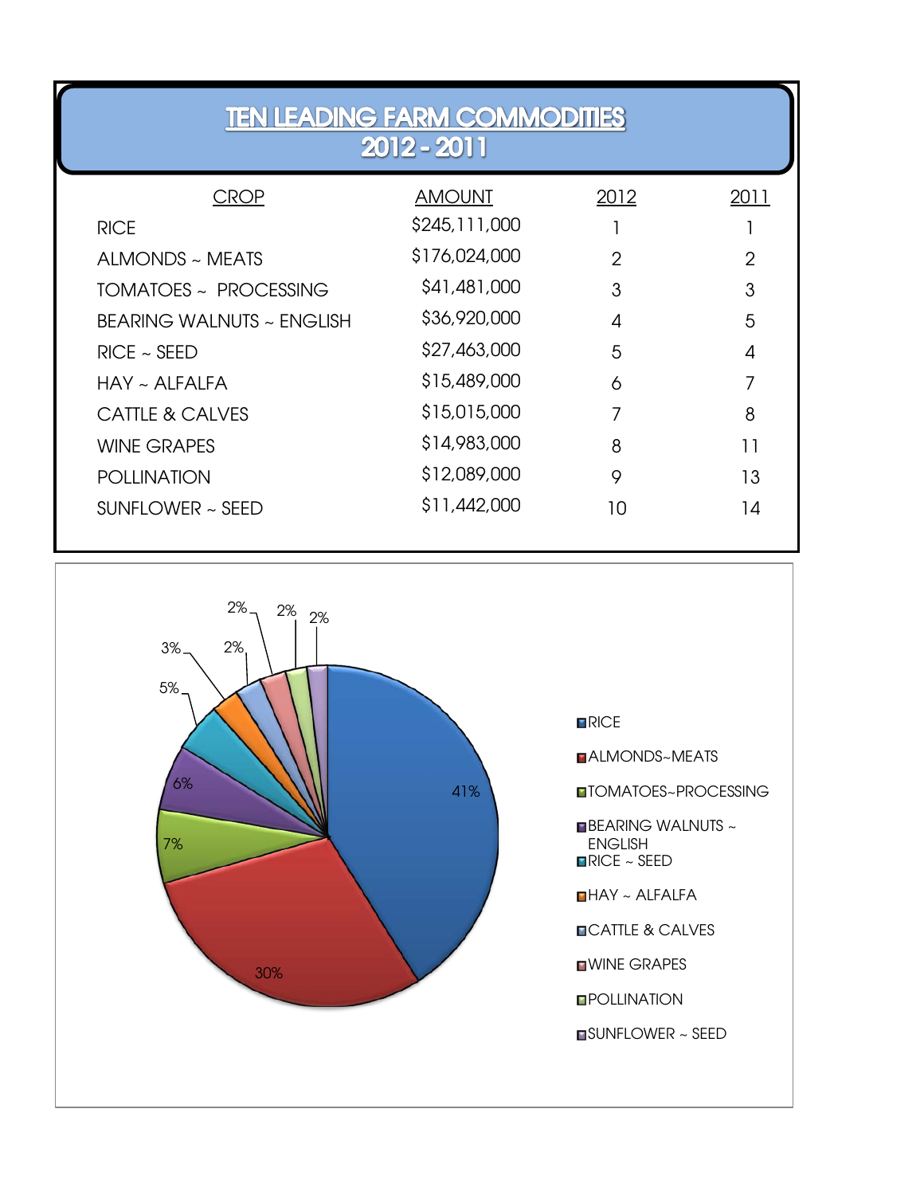# TEN LEADING FARM COMMODITIES
## 2012 - 2011

| CROP | AMOUNT | 2012 | 2011 |
|---|---|---|---|
| RICE | $245,111,000 | 1 | 1 |
| ALMONDS ~ MEATS | $176,024,000 | 2 | 2 |
| TOMATOES ~ PROCESSING | $41,481,000 | 3 | 3 |
| BEARING WALNUTS ~ ENGLISH | $36,920,000 | 4 | 5 |
| RICE ~ SEED | $27,463,000 | 5 | 4 |
| HAY ~ ALFALFA | $15,489,000 | 6 | 7 |
| CATTLE & CALVES | $15,015,000 | 7 | 8 |
| WINE GRAPES | $14,983,000 | 8 | 11 |
| POLLINATION | $12,089,000 | 9 | 13 |
| SUNFLOWER ~ SEED | $11,442,000 | 10 | 14 |

| Commodity | Share |
|---|---|
| RICE | 41% |
| ALMONDS~MEATS | 30% |
| TOMATOES~PROCESSING | 7% |
| BEARING WALNUTS ~ ENGLISH | 6% |
| RICE ~ SEED | 5% |
| HAY ~ ALFALFA | 3% |
| CATTLE & CALVES | 2% |
| WINE GRAPES | 2% |
| POLLINATION | 2% |
| SUNFLOWER ~ SEED | 2% |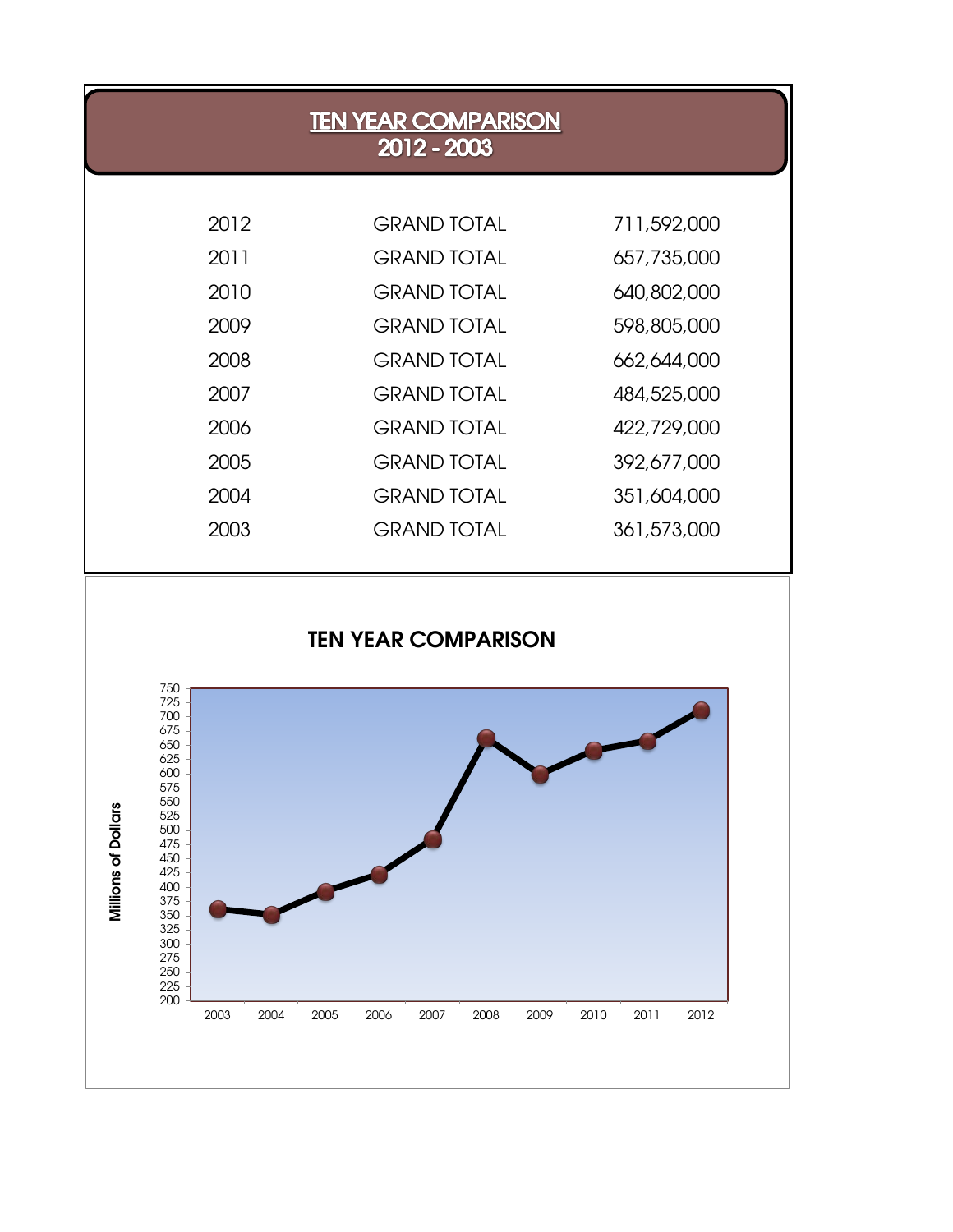# TEN YEAR COMPARISON
## 2012 - 2003

| | | |
|---|---|---|
| 2012 | GRAND TOTAL | 711,592,000 |
| 2011 | GRAND TOTAL | 657,735,000 |
| 2010 | GRAND TOTAL | 640,802,000 |
| 2009 | GRAND TOTAL | 598,805,000 |
| 2008 | GRAND TOTAL | 662,644,000 |
| 2007 | GRAND TOTAL | 484,525,000 |
| 2006 | GRAND TOTAL | 422,729,000 |
| 2005 | GRAND TOTAL | 392,677,000 |
| 2004 | GRAND TOTAL | 351,604,000 |
| 2003 | GRAND TOTAL | 361,573,000 |

TEN YEAR COMPARISON

Millions of Dollars

750
725
700
675
650
625
600
575
550
525
500
475
450
425
400
375
350
325
300
275
250
225
200

2003 2004 2005 2006 2007 2008 2009 2010 2011 2012